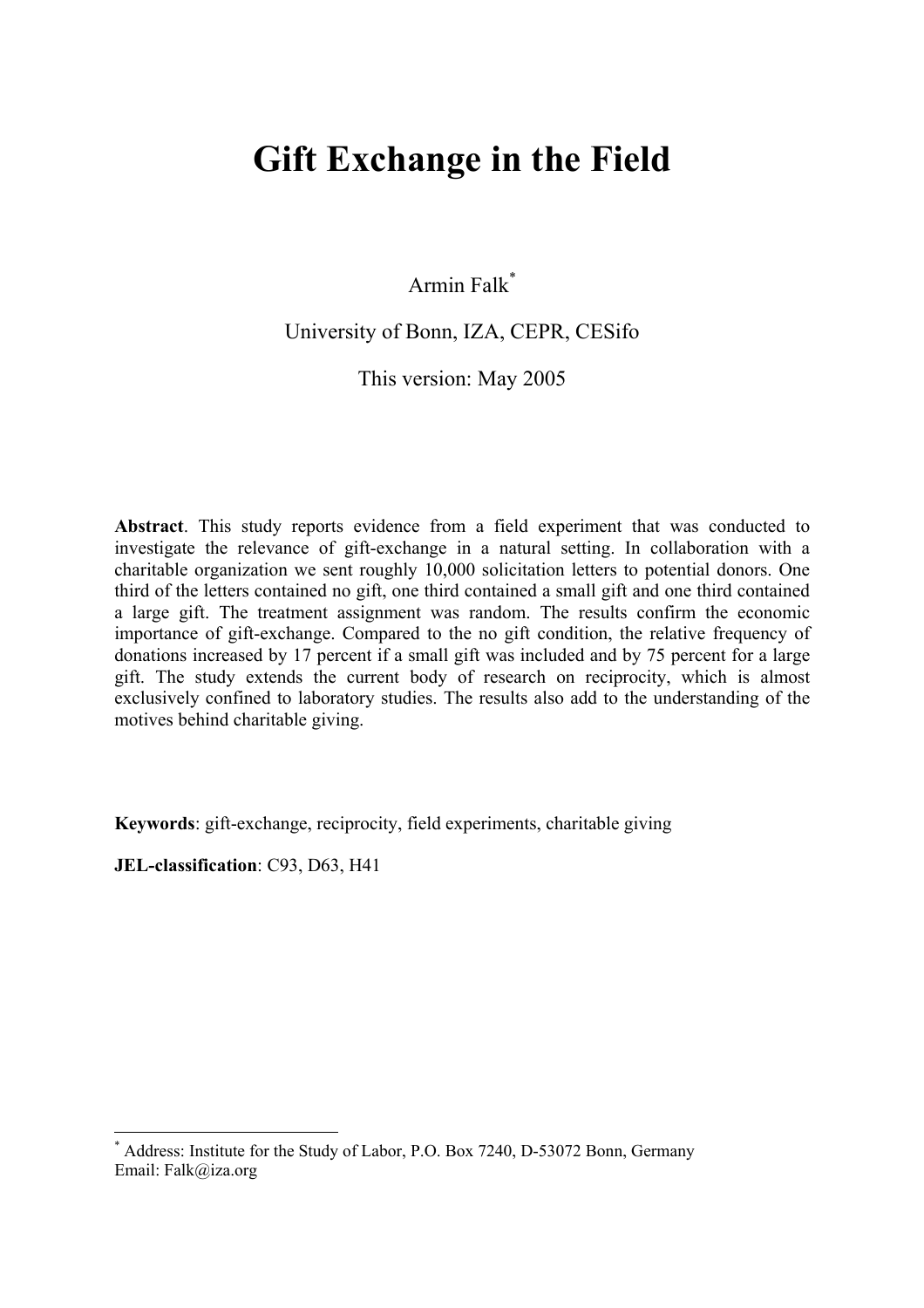# Gift Exchange in the Field

Armin Falk[*]

University of Bonn, IZA, CEPR, CESifo

This version: May 2005

**Abstract**. This study reports evidence from a field experiment that was conducted to investigate the relevance of gift-exchange in a natural setting. In collaboration with a charitable organization we sent roughly 10,000 solicitation letters to potential donors. One third of the letters contained no gift, one third contained a small gift and one third contained a large gift. The treatment assignment was random. The results confirm the economic importance of gift-exchange. Compared to the no gift condition, the relative frequency of donations increased by 17 percent if a small gift was included and by 75 percent for a large gift. The study extends the current body of research on reciprocity, which is almost exclusively confined to laboratory studies. The results also add to the understanding of the motives behind charitable giving.

**Keywords**: gift-exchange, reciprocity, field experiments, charitable giving

**JEL-classification**: C93, D63, H41

---

[*] Address: Institute for the Study of Labor, P.O. Box 7240, D-53072 Bonn, Germany
Email: Falk@iza.org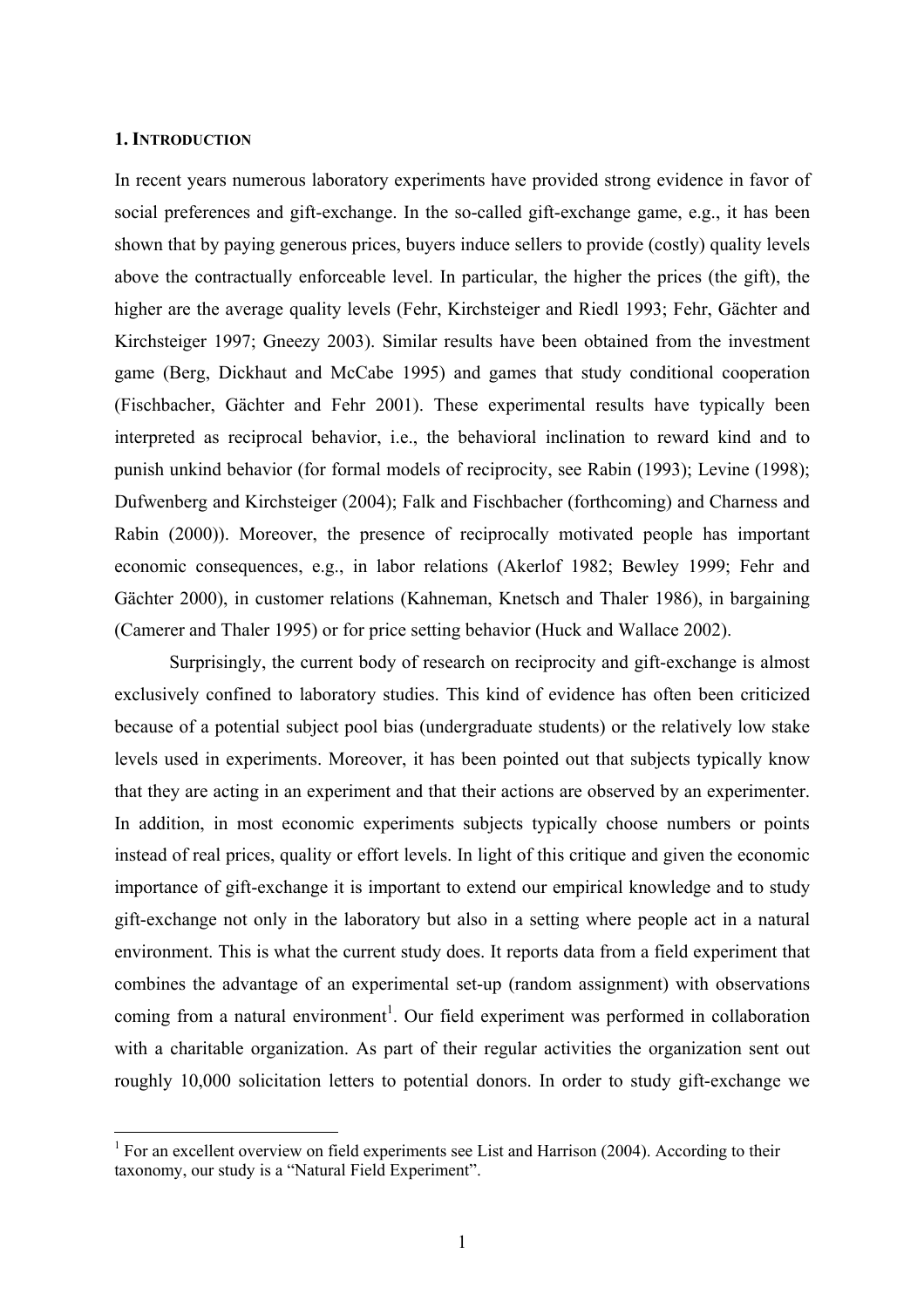## 1. INTRODUCTION

In recent years numerous laboratory experiments have provided strong evidence in favor of social preferences and gift-exchange. In the so-called gift-exchange game, e.g., it has been shown that by paying generous prices, buyers induce sellers to provide (costly) quality levels above the contractually enforceable level. In particular, the higher the prices (the gift), the higher are the average quality levels (Fehr, Kirchsteiger and Riedl 1993; Fehr, Gächter and Kirchsteiger 1997; Gneezy 2003). Similar results have been obtained from the investment game (Berg, Dickhaut and McCabe 1995) and games that study conditional cooperation (Fischbacher, Gächter and Fehr 2001). These experimental results have typically been interpreted as reciprocal behavior, i.e., the behavioral inclination to reward kind and to punish unkind behavior (for formal models of reciprocity, see Rabin (1993); Levine (1998); Dufwenberg and Kirchsteiger (2004); Falk and Fischbacher (forthcoming) and Charness and Rabin (2000)). Moreover, the presence of reciprocally motivated people has important economic consequences, e.g., in labor relations (Akerlof 1982; Bewley 1999; Fehr and Gächter 2000), in customer relations (Kahneman, Knetsch and Thaler 1986), in bargaining (Camerer and Thaler 1995) or for price setting behavior (Huck and Wallace 2002).

Surprisingly, the current body of research on reciprocity and gift-exchange is almost exclusively confined to laboratory studies. This kind of evidence has often been criticized because of a potential subject pool bias (undergraduate students) or the relatively low stake levels used in experiments. Moreover, it has been pointed out that subjects typically know that they are acting in an experiment and that their actions are observed by an experimenter. In addition, in most economic experiments subjects typically choose numbers or points instead of real prices, quality or effort levels. In light of this critique and given the economic importance of gift-exchange it is important to extend our empirical knowledge and to study gift-exchange not only in the laboratory but also in a setting where people act in a natural environment. This is what the current study does. It reports data from a field experiment that combines the advantage of an experimental set-up (random assignment) with observations coming from a natural environment[1]. Our field experiment was performed in collaboration with a charitable organization. As part of their regular activities the organization sent out roughly 10,000 solicitation letters to potential donors. In order to study gift-exchange we

[1] For an excellent overview on field experiments see List and Harrison (2004). According to their taxonomy, our study is a "Natural Field Experiment".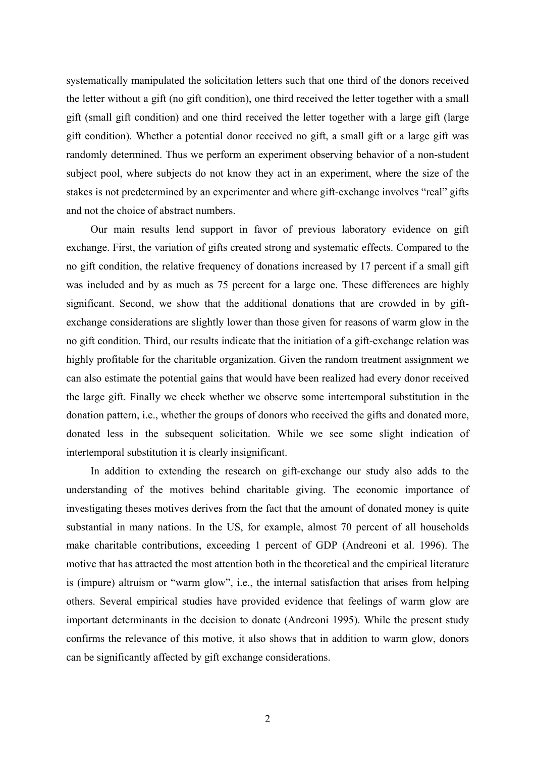systematically manipulated the solicitation letters such that one third of the donors received the letter without a gift (no gift condition), one third received the letter together with a small gift (small gift condition) and one third received the letter together with a large gift (large gift condition). Whether a potential donor received no gift, a small gift or a large gift was randomly determined. Thus we perform an experiment observing behavior of a non-student subject pool, where subjects do not know they act in an experiment, where the size of the stakes is not predetermined by an experimenter and where gift-exchange involves "real" gifts and not the choice of abstract numbers.

Our main results lend support in favor of previous laboratory evidence on gift exchange. First, the variation of gifts created strong and systematic effects. Compared to the no gift condition, the relative frequency of donations increased by 17 percent if a small gift was included and by as much as 75 percent for a large one. These differences are highly significant. Second, we show that the additional donations that are crowded in by gift-exchange considerations are slightly lower than those given for reasons of warm glow in the no gift condition. Third, our results indicate that the initiation of a gift-exchange relation was highly profitable for the charitable organization. Given the random treatment assignment we can also estimate the potential gains that would have been realized had every donor received the large gift. Finally we check whether we observe some intertemporal substitution in the donation pattern, i.e., whether the groups of donors who received the gifts and donated more, donated less in the subsequent solicitation. While we see some slight indication of intertemporal substitution it is clearly insignificant.

In addition to extending the research on gift-exchange our study also adds to the understanding of the motives behind charitable giving. The economic importance of investigating theses motives derives from the fact that the amount of donated money is quite substantial in many nations. In the US, for example, almost 70 percent of all households make charitable contributions, exceeding 1 percent of GDP (Andreoni et al. 1996). The motive that has attracted the most attention both in the theoretical and the empirical literature is (impure) altruism or "warm glow", i.e., the internal satisfaction that arises from helping others. Several empirical studies have provided evidence that feelings of warm glow are important determinants in the decision to donate (Andreoni 1995). While the present study confirms the relevance of this motive, it also shows that in addition to warm glow, donors can be significantly affected by gift exchange considerations.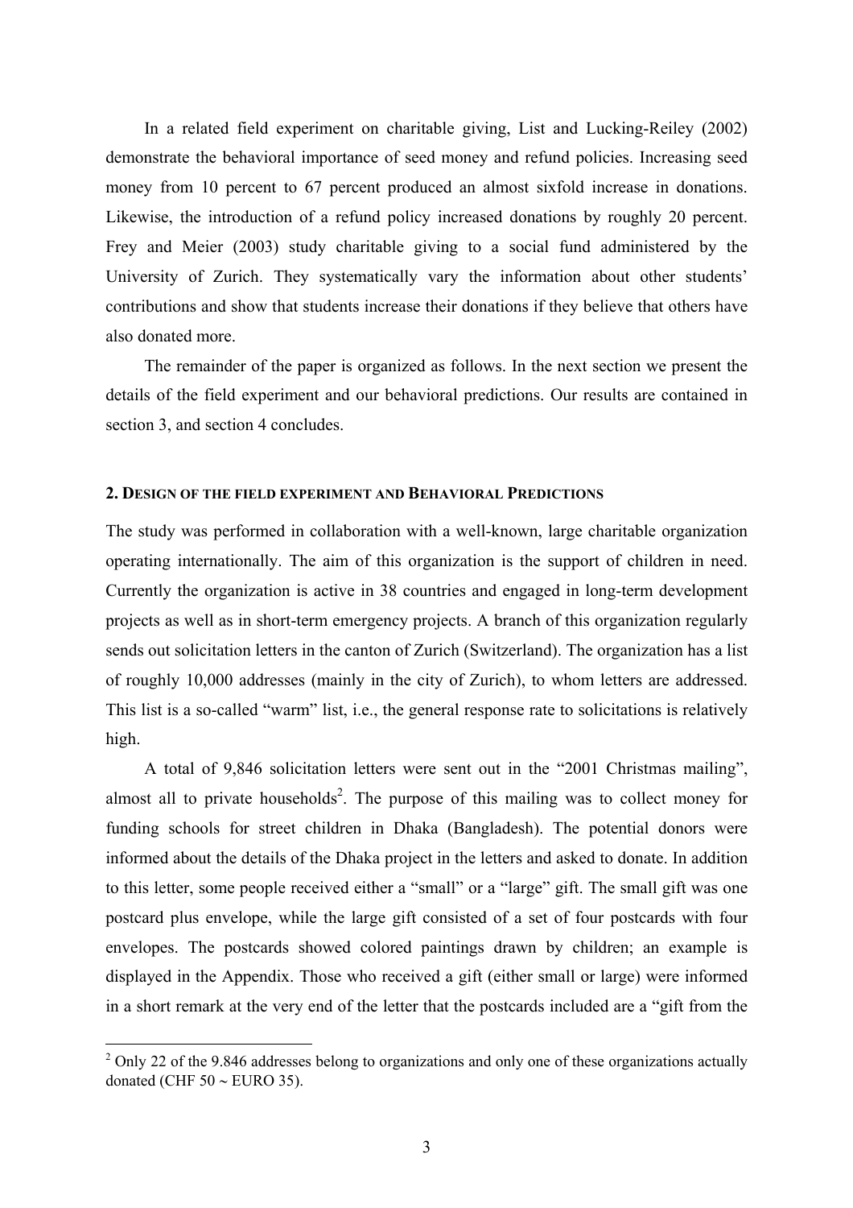In a related field experiment on charitable giving, List and Lucking-Reiley (2002) demonstrate the behavioral importance of seed money and refund policies. Increasing seed money from 10 percent to 67 percent produced an almost sixfold increase in donations. Likewise, the introduction of a refund policy increased donations by roughly 20 percent. Frey and Meier (2003) study charitable giving to a social fund administered by the University of Zurich. They systematically vary the information about other students' contributions and show that students increase their donations if they believe that others have also donated more.

The remainder of the paper is organized as follows. In the next section we present the details of the field experiment and our behavioral predictions. Our results are contained in section 3, and section 4 concludes.

## 2. Design of the field experiment and Behavioral Predictions

The study was performed in collaboration with a well-known, large charitable organization operating internationally. The aim of this organization is the support of children in need. Currently the organization is active in 38 countries and engaged in long-term development projects as well as in short-term emergency projects. A branch of this organization regularly sends out solicitation letters in the canton of Zurich (Switzerland). The organization has a list of roughly 10,000 addresses (mainly in the city of Zurich), to whom letters are addressed. This list is a so-called "warm" list, i.e., the general response rate to solicitations is relatively high.

A total of 9,846 solicitation letters were sent out in the "2001 Christmas mailing", almost all to private households[2]. The purpose of this mailing was to collect money for funding schools for street children in Dhaka (Bangladesh). The potential donors were informed about the details of the Dhaka project in the letters and asked to donate. In addition to this letter, some people received either a "small" or a "large" gift. The small gift was one postcard plus envelope, while the large gift consisted of a set of four postcards with four envelopes. The postcards showed colored paintings drawn by children; an example is displayed in the Appendix. Those who received a gift (either small or large) were informed in a short remark at the very end of the letter that the postcards included are a "gift from the

[2] Only 22 of the 9.846 addresses belong to organizations and only one of these organizations actually donated (CHF 50 ~ EURO 35).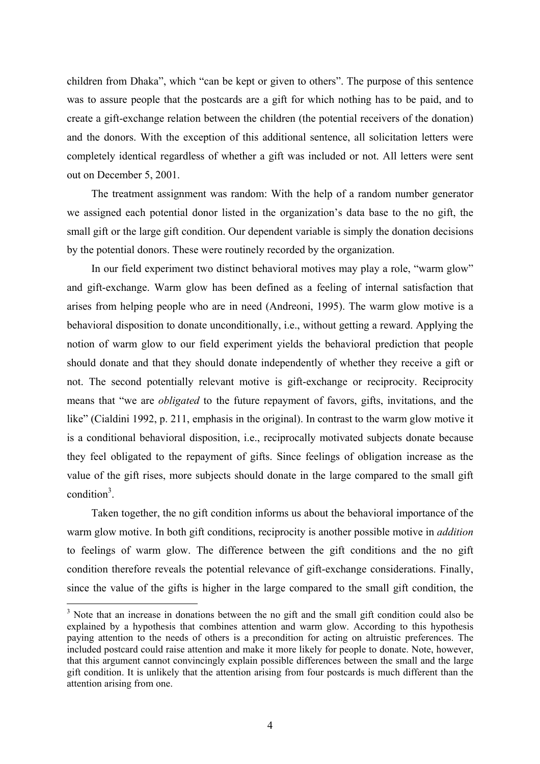children from Dhaka", which "can be kept or given to others". The purpose of this sentence was to assure people that the postcards are a gift for which nothing has to be paid, and to create a gift-exchange relation between the children (the potential receivers of the donation) and the donors. With the exception of this additional sentence, all solicitation letters were completely identical regardless of whether a gift was included or not. All letters were sent out on December 5, 2001.

The treatment assignment was random: With the help of a random number generator we assigned each potential donor listed in the organization's data base to the no gift, the small gift or the large gift condition. Our dependent variable is simply the donation decisions by the potential donors. These were routinely recorded by the organization.

In our field experiment two distinct behavioral motives may play a role, "warm glow" and gift-exchange. Warm glow has been defined as a feeling of internal satisfaction that arises from helping people who are in need (Andreoni, 1995). The warm glow motive is a behavioral disposition to donate unconditionally, i.e., without getting a reward. Applying the notion of warm glow to our field experiment yields the behavioral prediction that people should donate and that they should donate independently of whether they receive a gift or not. The second potentially relevant motive is gift-exchange or reciprocity. Reciprocity means that "we are *obligated* to the future repayment of favors, gifts, invitations, and the like" (Cialdini 1992, p. 211, emphasis in the original). In contrast to the warm glow motive it is a conditional behavioral disposition, i.e., reciprocally motivated subjects donate because they feel obligated to the repayment of gifts. Since feelings of obligation increase as the value of the gift rises, more subjects should donate in the large compared to the small gift condition[3].

Taken together, the no gift condition informs us about the behavioral importance of the warm glow motive. In both gift conditions, reciprocity is another possible motive in *addition* to feelings of warm glow. The difference between the gift conditions and the no gift condition therefore reveals the potential relevance of gift-exchange considerations. Finally, since the value of the gifts is higher in the large compared to the small gift condition, the

[3] Note that an increase in donations between the no gift and the small gift condition could also be explained by a hypothesis that combines attention and warm glow. According to this hypothesis paying attention to the needs of others is a precondition for acting on altruistic preferences. The included postcard could raise attention and make it more likely for people to donate. Note, however, that this argument cannot convincingly explain possible differences between the small and the large gift condition. It is unlikely that the attention arising from four postcards is much different than the attention arising from one.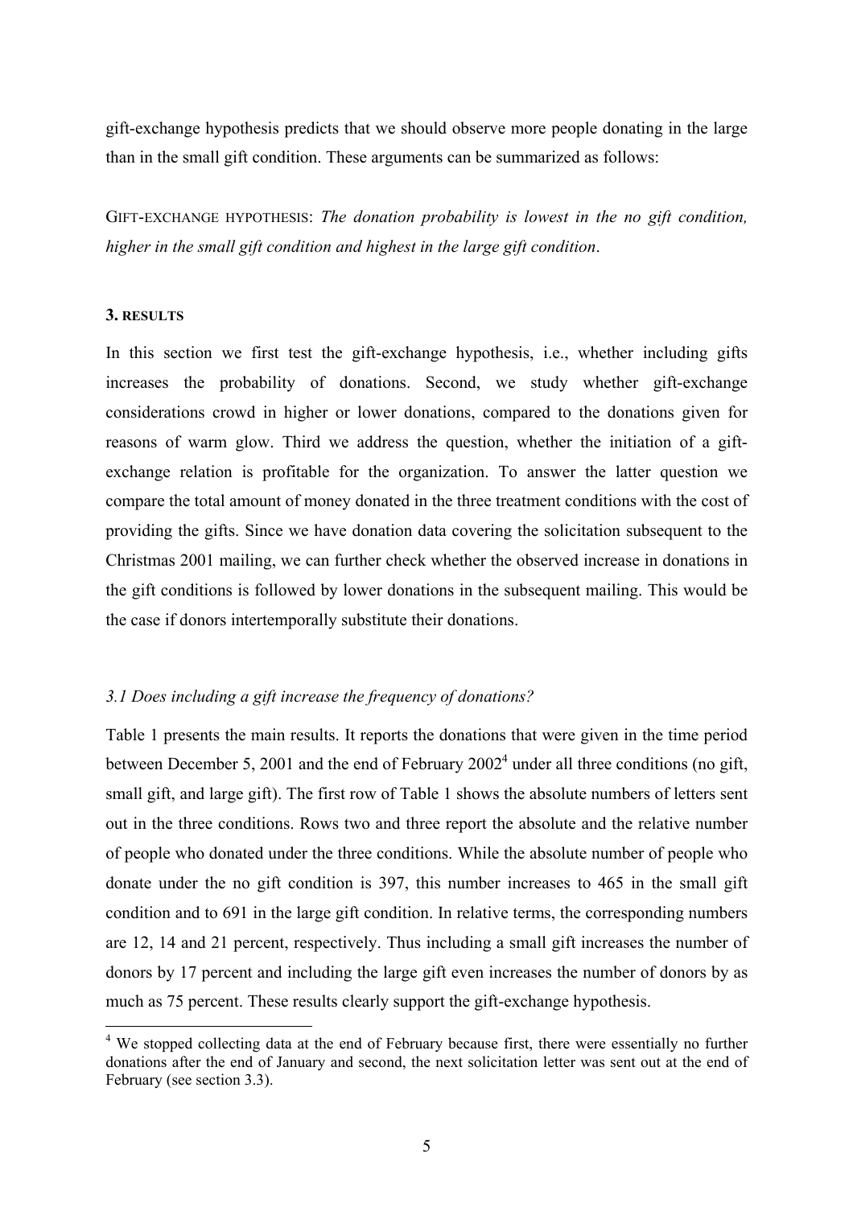gift-exchange hypothesis predicts that we should observe more people donating in the large than in the small gift condition. These arguments can be summarized as follows:

GIFT-EXCHANGE HYPOTHESIS: *The donation probability is lowest in the no gift condition, higher in the small gift condition and highest in the large gift condition*.

## 3. RESULTS

In this section we first test the gift-exchange hypothesis, i.e., whether including gifts increases the probability of donations. Second, we study whether gift-exchange considerations crowd in higher or lower donations, compared to the donations given for reasons of warm glow. Third we address the question, whether the initiation of a gift-exchange relation is profitable for the organization. To answer the latter question we compare the total amount of money donated in the three treatment conditions with the cost of providing the gifts. Since we have donation data covering the solicitation subsequent to the Christmas 2001 mailing, we can further check whether the observed increase in donations in the gift conditions is followed by lower donations in the subsequent mailing. This would be the case if donors intertemporally substitute their donations.

### *3.1 Does including a gift increase the frequency of donations?*

Table 1 presents the main results. It reports the donations that were given in the time period between December 5, 2001 and the end of February 2002[4] under all three conditions (no gift, small gift, and large gift). The first row of Table 1 shows the absolute numbers of letters sent out in the three conditions. Rows two and three report the absolute and the relative number of people who donated under the three conditions. While the absolute number of people who donate under the no gift condition is 397, this number increases to 465 in the small gift condition and to 691 in the large gift condition. In relative terms, the corresponding numbers are 12, 14 and 21 percent, respectively. Thus including a small gift increases the number of donors by 17 percent and including the large gift even increases the number of donors by as much as 75 percent. These results clearly support the gift-exchange hypothesis.

[4] We stopped collecting data at the end of February because first, there were essentially no further donations after the end of January and second, the next solicitation letter was sent out at the end of February (see section 3.3).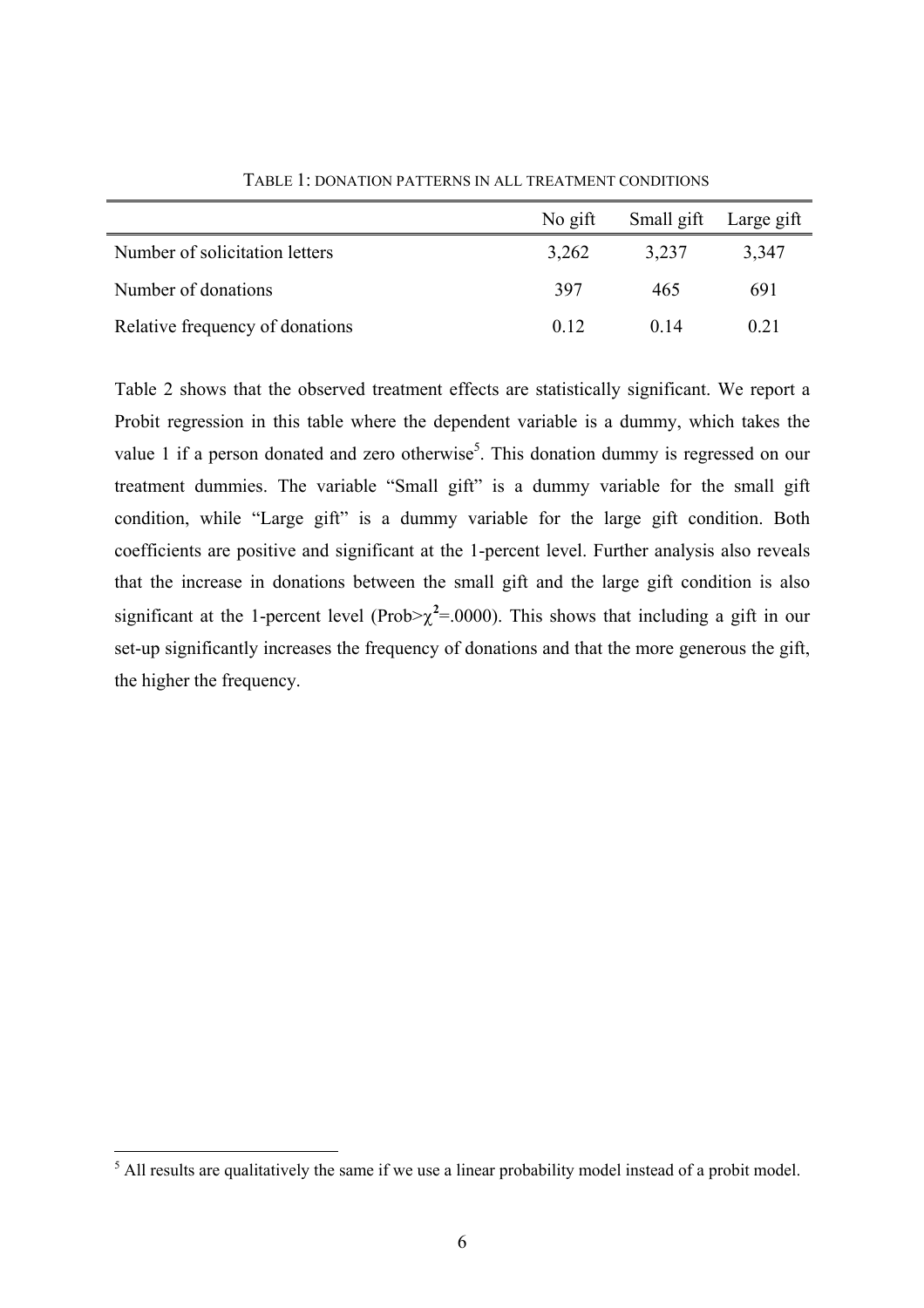TABLE 1: DONATION PATTERNS IN ALL TREATMENT CONDITIONS

| | No gift | Small gift | Large gift |
|---|---|---|---|
| Number of solicitation letters | 3,262 | 3,237 | 3,347 |
| Number of donations | 397 | 465 | 691 |
| Relative frequency of donations | 0.12 | 0.14 | 0.21 |

Table 2 shows that the observed treatment effects are statistically significant. We report a Probit regression in this table where the dependent variable is a dummy, which takes the value 1 if a person donated and zero otherwise[5]. This donation dummy is regressed on our treatment dummies. The variable "Small gift" is a dummy variable for the small gift condition, while "Large gift" is a dummy variable for the large gift condition. Both coefficients are positive and significant at the 1-percent level. Further analysis also reveals that the increase in donations between the small gift and the large gift condition is also significant at the 1-percent level (Prob>$\chi^2$=.0000). This shows that including a gift in our set-up significantly increases the frequency of donations and that the more generous the gift, the higher the frequency.

[5] All results are qualitatively the same if we use a linear probability model instead of a probit model.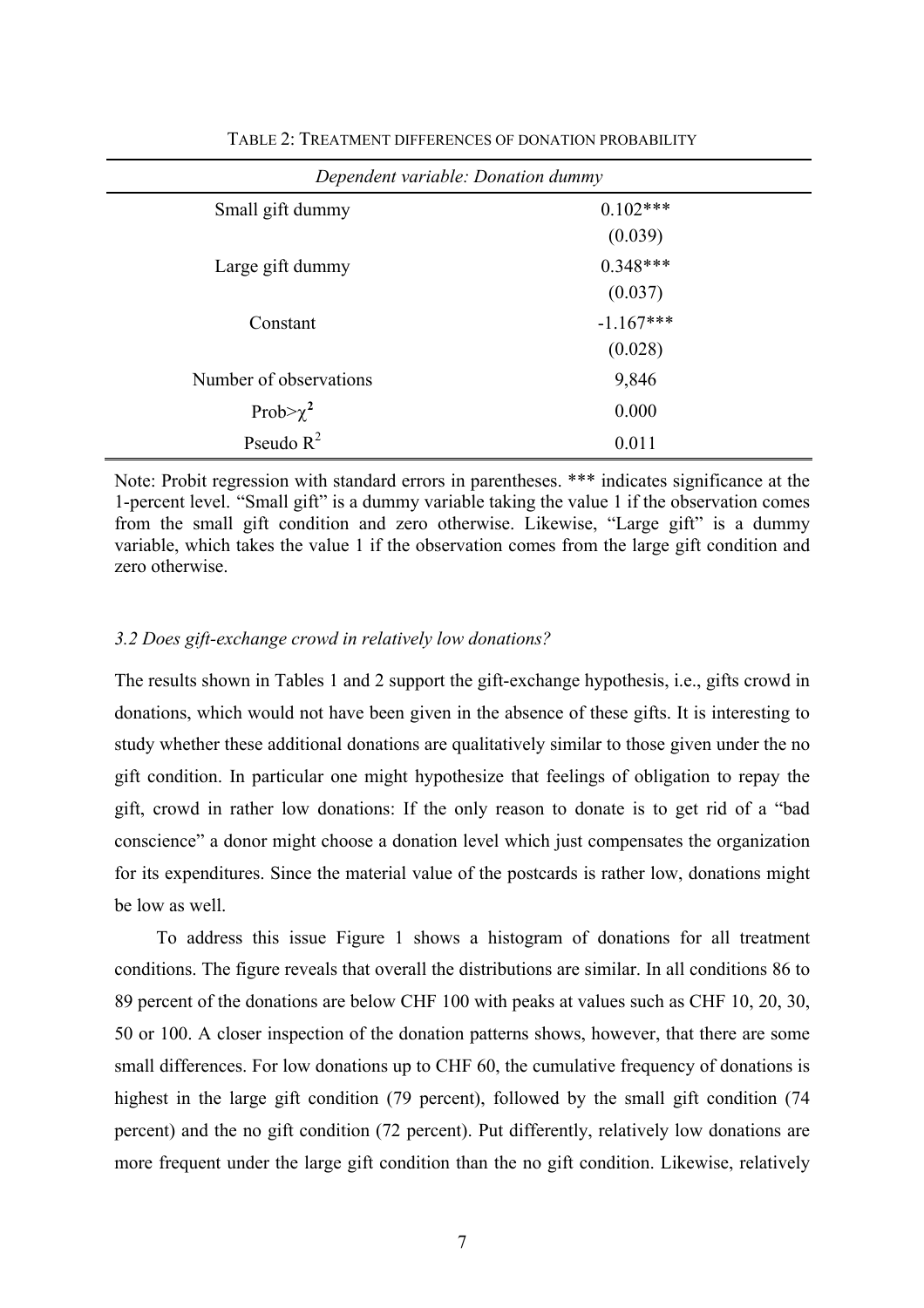TABLE 2: TREATMENT DIFFERENCES OF DONATION PROBABILITY

| *Dependent variable: Donation dummy* | |
|---|---|
| Small gift dummy | 0.102*** |
| | (0.039) |
| Large gift dummy | 0.348*** |
| | (0.037) |
| Constant | -1.167*** |
| | (0.028) |
| Number of observations | 9,846 |
| Prob>$\chi^2$ | 0.000 |
| Pseudo $R^2$ | 0.011 |

Note: Probit regression with standard errors in parentheses. *** indicates significance at the 1-percent level. "Small gift" is a dummy variable taking the value 1 if the observation comes from the small gift condition and zero otherwise. Likewise, "Large gift" is a dummy variable, which takes the value 1 if the observation comes from the large gift condition and zero otherwise.

### *3.2 Does gift-exchange crowd in relatively low donations?*

The results shown in Tables 1 and 2 support the gift-exchange hypothesis, i.e., gifts crowd in donations, which would not have been given in the absence of these gifts. It is interesting to study whether these additional donations are qualitatively similar to those given under the no gift condition. In particular one might hypothesize that feelings of obligation to repay the gift, crowd in rather low donations: If the only reason to donate is to get rid of a "bad conscience" a donor might choose a donation level which just compensates the organization for its expenditures. Since the material value of the postcards is rather low, donations might be low as well.

To address this issue Figure 1 shows a histogram of donations for all treatment conditions. The figure reveals that overall the distributions are similar. In all conditions 86 to 89 percent of the donations are below CHF 100 with peaks at values such as CHF 10, 20, 30, 50 or 100. A closer inspection of the donation patterns shows, however, that there are some small differences. For low donations up to CHF 60, the cumulative frequency of donations is highest in the large gift condition (79 percent), followed by the small gift condition (74 percent) and the no gift condition (72 percent). Put differently, relatively low donations are more frequent under the large gift condition than the no gift condition. Likewise, relatively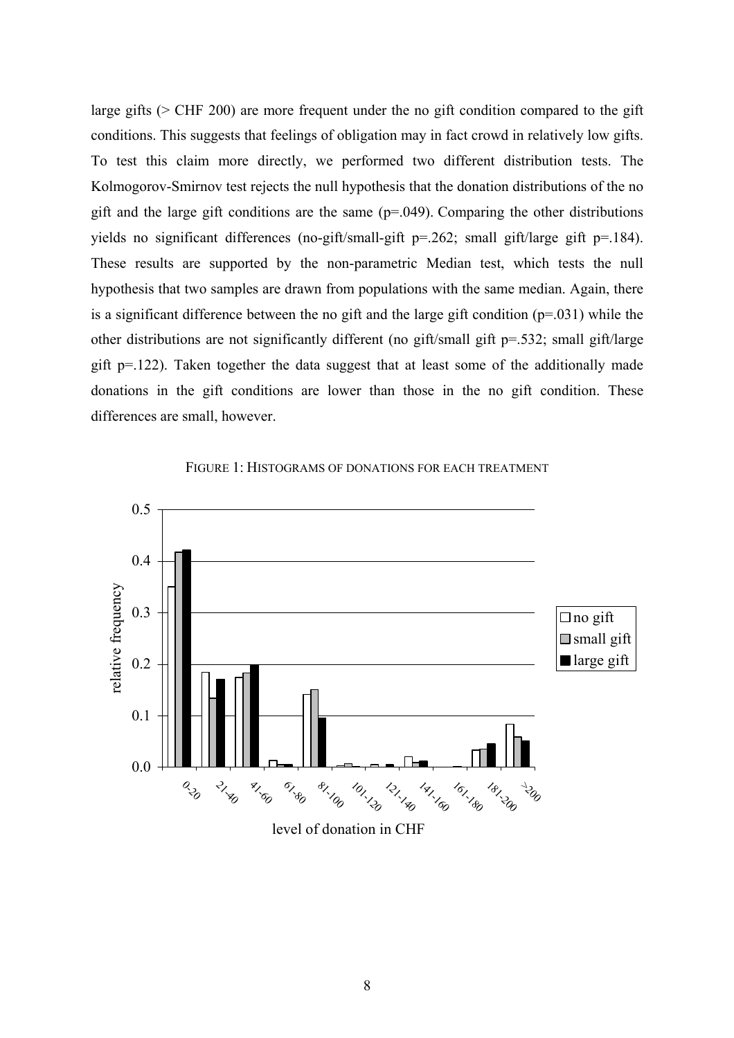large gifts (> CHF 200) are more frequent under the no gift condition compared to the gift conditions. This suggests that feelings of obligation may in fact crowd in relatively low gifts. To test this claim more directly, we performed two different distribution tests. The Kolmogorov-Smirnov test rejects the null hypothesis that the donation distributions of the no gift and the large gift conditions are the same (p=.049). Comparing the other distributions yields no significant differences (no-gift/small-gift p=.262; small gift/large gift p=.184). These results are supported by the non-parametric Median test, which tests the null hypothesis that two samples are drawn from populations with the same median. Again, there is a significant difference between the no gift and the large gift condition (p=.031) while the other distributions are not significantly different (no gift/small gift p=.532; small gift/large gift p=.122). Taken together the data suggest that at least some of the additionally made donations in the gift conditions are lower than those in the no gift condition. These differences are small, however.

FIGURE 1: HISTOGRAMS OF DONATIONS FOR EACH TREATMENT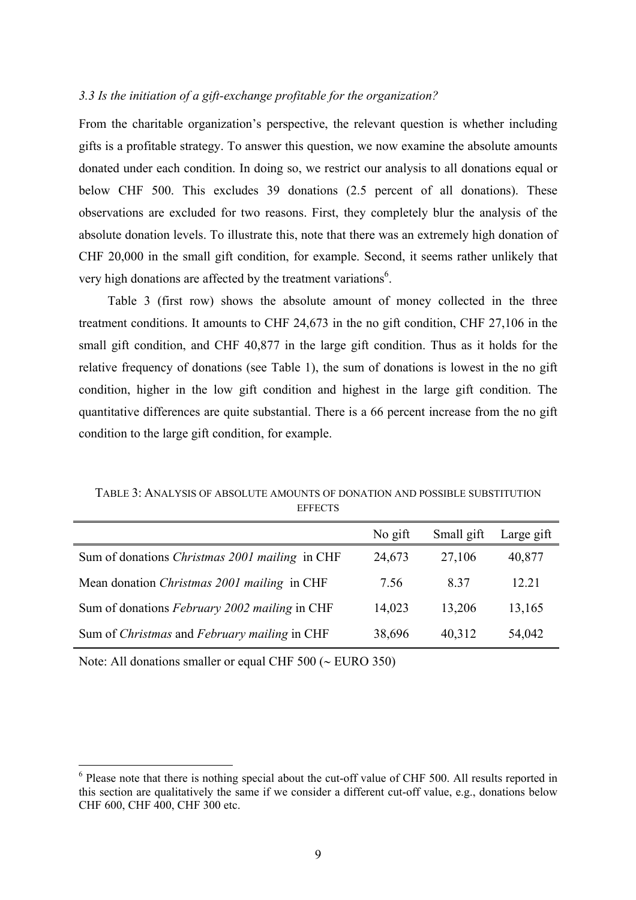### *3.3 Is the initiation of a gift-exchange profitable for the organization?*

From the charitable organization's perspective, the relevant question is whether including gifts is a profitable strategy. To answer this question, we now examine the absolute amounts donated under each condition. In doing so, we restrict our analysis to all donations equal or below CHF 500. This excludes 39 donations (2.5 percent of all donations). These observations are excluded for two reasons. First, they completely blur the analysis of the absolute donation levels. To illustrate this, note that there was an extremely high donation of CHF 20,000 in the small gift condition, for example. Second, it seems rather unlikely that very high donations are affected by the treatment variations[6].

Table 3 (first row) shows the absolute amount of money collected in the three treatment conditions. It amounts to CHF 24,673 in the no gift condition, CHF 27,106 in the small gift condition, and CHF 40,877 in the large gift condition. Thus as it holds for the relative frequency of donations (see Table 1), the sum of donations is lowest in the no gift condition, higher in the low gift condition and highest in the large gift condition. The quantitative differences are quite substantial. There is a 66 percent increase from the no gift condition to the large gift condition, for example.

TABLE 3: ANALYSIS OF ABSOLUTE AMOUNTS OF DONATION AND POSSIBLE SUBSTITUTION EFFECTS

| | No gift | Small gift | Large gift |
|---|---|---|---|
| Sum of donations *Christmas 2001 mailing* in CHF | 24,673 | 27,106 | 40,877 |
| Mean donation *Christmas 2001 mailing* in CHF | 7.56 | 8.37 | 12.21 |
| Sum of donations *February 2002 mailing* in CHF | 14,023 | 13,206 | 13,165 |
| Sum of *Christmas* and *February mailing* in CHF | 38,696 | 40,312 | 54,042 |

Note: All donations smaller or equal CHF 500 (~ EURO 350)

[6] Please note that there is nothing special about the cut-off value of CHF 500. All results reported in this section are qualitatively the same if we consider a different cut-off value, e.g., donations below CHF 600, CHF 400, CHF 300 etc.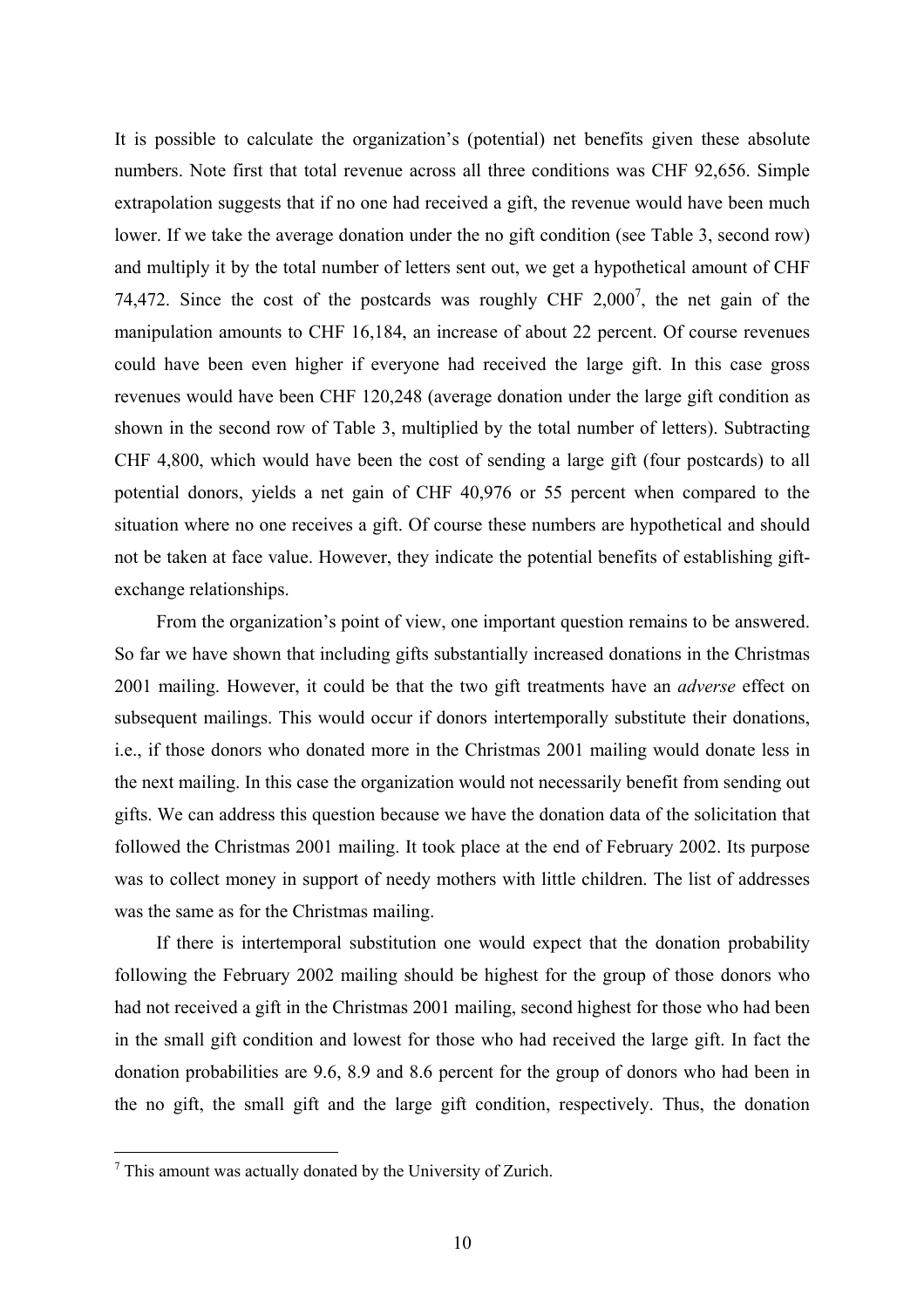It is possible to calculate the organization's (potential) net benefits given these absolute numbers. Note first that total revenue across all three conditions was CHF 92,656. Simple extrapolation suggests that if no one had received a gift, the revenue would have been much lower. If we take the average donation under the no gift condition (see Table 3, second row) and multiply it by the total number of letters sent out, we get a hypothetical amount of CHF 74,472. Since the cost of the postcards was roughly CHF 2,000[7], the net gain of the manipulation amounts to CHF 16,184, an increase of about 22 percent. Of course revenues could have been even higher if everyone had received the large gift. In this case gross revenues would have been CHF 120,248 (average donation under the large gift condition as shown in the second row of Table 3, multiplied by the total number of letters). Subtracting CHF 4,800, which would have been the cost of sending a large gift (four postcards) to all potential donors, yields a net gain of CHF 40,976 or 55 percent when compared to the situation where no one receives a gift. Of course these numbers are hypothetical and should not be taken at face value. However, they indicate the potential benefits of establishing gift-exchange relationships.

From the organization's point of view, one important question remains to be answered. So far we have shown that including gifts substantially increased donations in the Christmas 2001 mailing. However, it could be that the two gift treatments have an *adverse* effect on subsequent mailings. This would occur if donors intertemporally substitute their donations, i.e., if those donors who donated more in the Christmas 2001 mailing would donate less in the next mailing. In this case the organization would not necessarily benefit from sending out gifts. We can address this question because we have the donation data of the solicitation that followed the Christmas 2001 mailing. It took place at the end of February 2002. Its purpose was to collect money in support of needy mothers with little children. The list of addresses was the same as for the Christmas mailing.

If there is intertemporal substitution one would expect that the donation probability following the February 2002 mailing should be highest for the group of those donors who had not received a gift in the Christmas 2001 mailing, second highest for those who had been in the small gift condition and lowest for those who had received the large gift. In fact the donation probabilities are 9.6, 8.9 and 8.6 percent for the group of donors who had been in the no gift, the small gift and the large gift condition, respectively. Thus, the donation

[7] This amount was actually donated by the University of Zurich.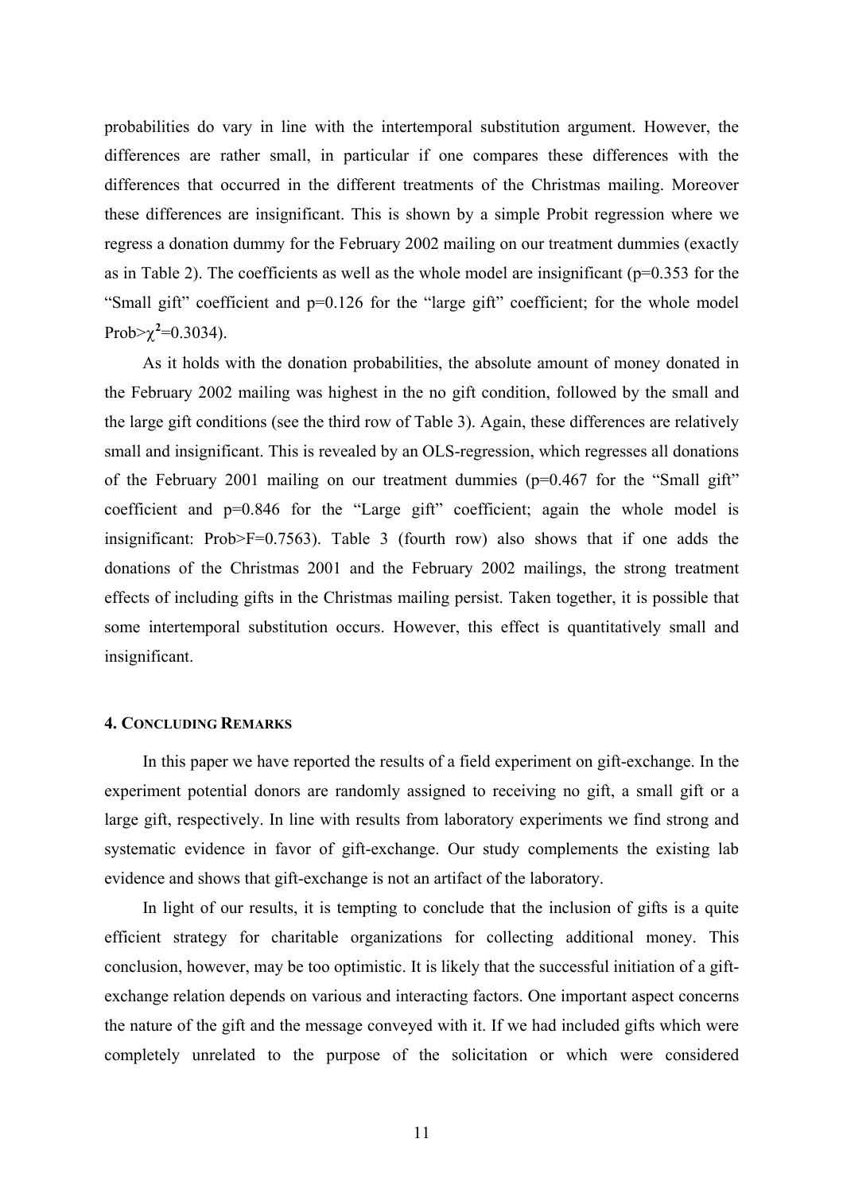probabilities do vary in line with the intertemporal substitution argument. However, the differences are rather small, in particular if one compares these differences with the differences that occurred in the different treatments of the Christmas mailing. Moreover these differences are insignificant. This is shown by a simple Probit regression where we regress a donation dummy for the February 2002 mailing on our treatment dummies (exactly as in Table 2). The coefficients as well as the whole model are insignificant (p=0.353 for the "Small gift" coefficient and p=0.126 for the "large gift" coefficient; for the whole model Prob>$\chi^2$=0.3034).

As it holds with the donation probabilities, the absolute amount of money donated in the February 2002 mailing was highest in the no gift condition, followed by the small and the large gift conditions (see the third row of Table 3). Again, these differences are relatively small and insignificant. This is revealed by an OLS-regression, which regresses all donations of the February 2001 mailing on our treatment dummies (p=0.467 for the "Small gift" coefficient and p=0.846 for the "Large gift" coefficient; again the whole model is insignificant: Prob>F=0.7563). Table 3 (fourth row) also shows that if one adds the donations of the Christmas 2001 and the February 2002 mailings, the strong treatment effects of including gifts in the Christmas mailing persist. Taken together, it is possible that some intertemporal substitution occurs. However, this effect is quantitatively small and insignificant.

#### 4. Concluding Remarks

In this paper we have reported the results of a field experiment on gift-exchange. In the experiment potential donors are randomly assigned to receiving no gift, a small gift or a large gift, respectively. In line with results from laboratory experiments we find strong and systematic evidence in favor of gift-exchange. Our study complements the existing lab evidence and shows that gift-exchange is not an artifact of the laboratory.

In light of our results, it is tempting to conclude that the inclusion of gifts is a quite efficient strategy for charitable organizations for collecting additional money. This conclusion, however, may be too optimistic. It is likely that the successful initiation of a gift-exchange relation depends on various and interacting factors. One important aspect concerns the nature of the gift and the message conveyed with it. If we had included gifts which were completely unrelated to the purpose of the solicitation or which were considered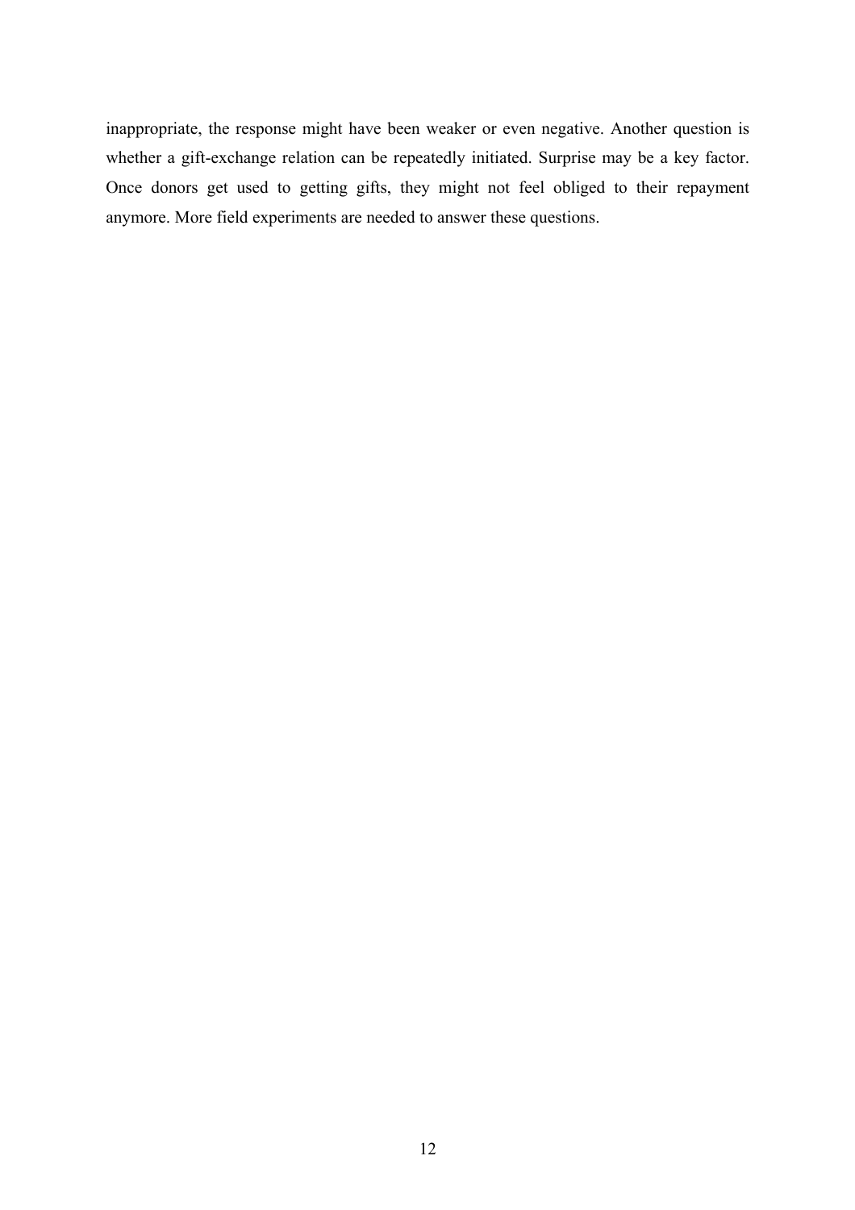inappropriate, the response might have been weaker or even negative. Another question is whether a gift-exchange relation can be repeatedly initiated. Surprise may be a key factor. Once donors get used to getting gifts, they might not feel obliged to their repayment anymore. More field experiments are needed to answer these questions.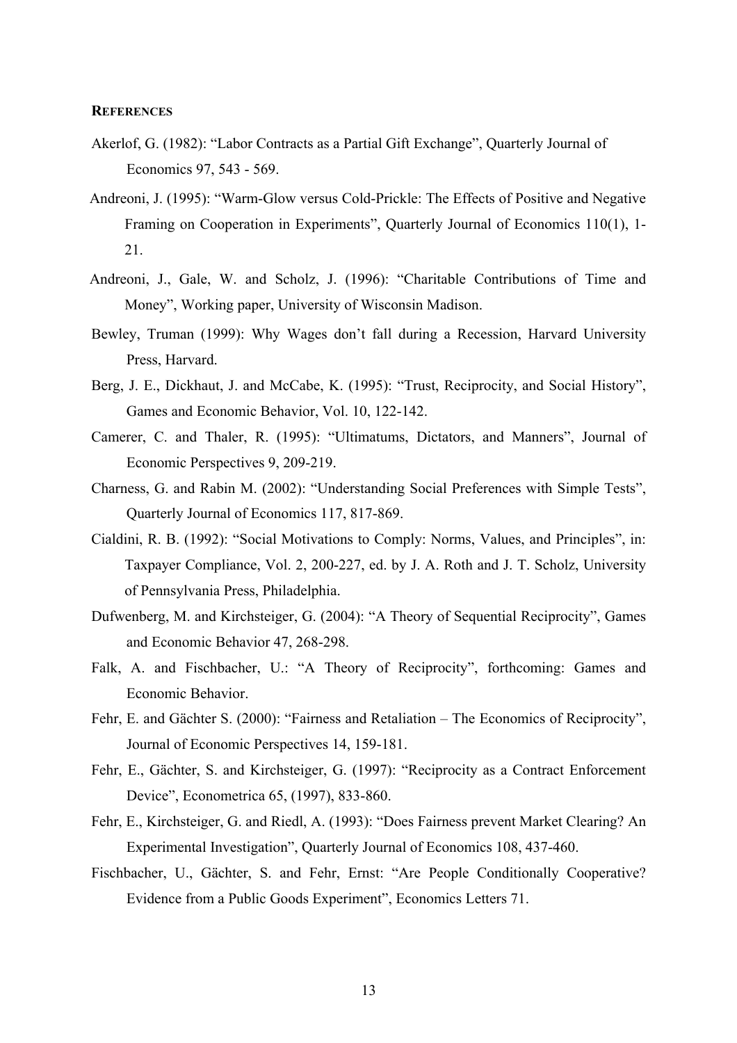**REFERENCES**

Akerlof, G. (1982): "Labor Contracts as a Partial Gift Exchange", Quarterly Journal of Economics 97, 543 - 569.

Andreoni, J. (1995): "Warm-Glow versus Cold-Prickle: The Effects of Positive and Negative Framing on Cooperation in Experiments", Quarterly Journal of Economics 110(1), 1-21.

Andreoni, J., Gale, W. and Scholz, J. (1996): "Charitable Contributions of Time and Money", Working paper, University of Wisconsin Madison.

Bewley, Truman (1999): Why Wages don't fall during a Recession, Harvard University Press, Harvard.

Berg, J. E., Dickhaut, J. and McCabe, K. (1995): "Trust, Reciprocity, and Social History", Games and Economic Behavior, Vol. 10, 122-142.

Camerer, C. and Thaler, R. (1995): "Ultimatums, Dictators, and Manners", Journal of Economic Perspectives 9, 209-219.

Charness, G. and Rabin M. (2002): "Understanding Social Preferences with Simple Tests", Quarterly Journal of Economics 117, 817-869.

Cialdini, R. B. (1992): "Social Motivations to Comply: Norms, Values, and Principles", in: Taxpayer Compliance, Vol. 2, 200-227, ed. by J. A. Roth and J. T. Scholz, University of Pennsylvania Press, Philadelphia.

Dufwenberg, M. and Kirchsteiger, G. (2004): "A Theory of Sequential Reciprocity", Games and Economic Behavior 47, 268-298.

Falk, A. and Fischbacher, U.: "A Theory of Reciprocity", forthcoming: Games and Economic Behavior.

Fehr, E. and Gächter S. (2000): "Fairness and Retaliation – The Economics of Reciprocity", Journal of Economic Perspectives 14, 159-181.

Fehr, E., Gächter, S. and Kirchsteiger, G. (1997): "Reciprocity as a Contract Enforcement Device", Econometrica 65, (1997), 833-860.

Fehr, E., Kirchsteiger, G. and Riedl, A. (1993): "Does Fairness prevent Market Clearing? An Experimental Investigation", Quarterly Journal of Economics 108, 437-460.

Fischbacher, U., Gächter, S. and Fehr, Ernst: "Are People Conditionally Cooperative? Evidence from a Public Goods Experiment", Economics Letters 71.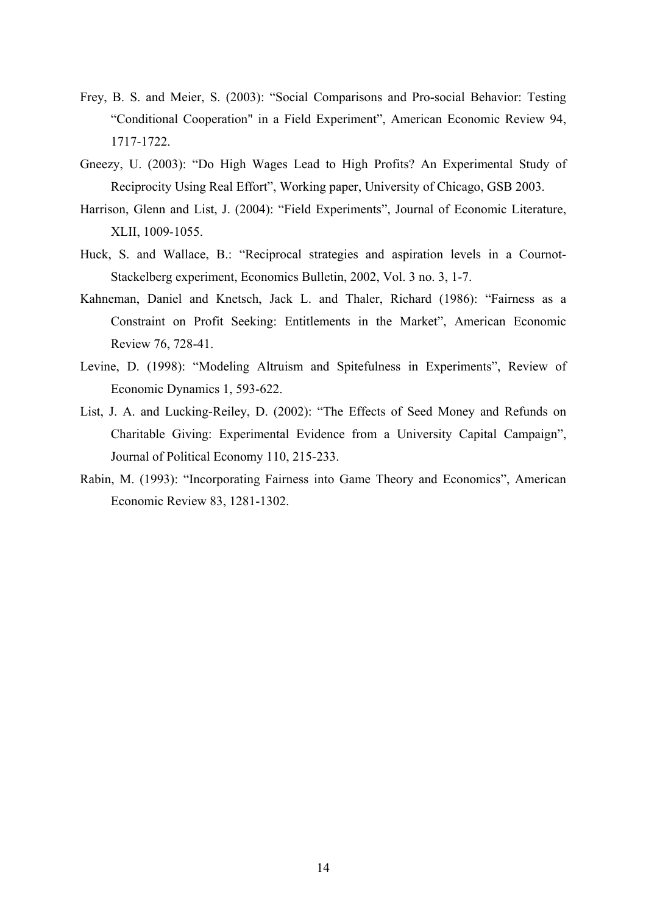Frey, B. S. and Meier, S. (2003): "Social Comparisons and Pro-social Behavior: Testing "Conditional Cooperation" in a Field Experiment", American Economic Review 94, 1717-1722.

Gneezy, U. (2003): "Do High Wages Lead to High Profits? An Experimental Study of Reciprocity Using Real Effort", Working paper, University of Chicago, GSB 2003.

Harrison, Glenn and List, J. (2004): "Field Experiments", Journal of Economic Literature, XLII, 1009-1055.

Huck, S. and Wallace, B.: "Reciprocal strategies and aspiration levels in a Cournot-Stackelberg experiment, Economics Bulletin, 2002, Vol. 3 no. 3, 1-7.

Kahneman, Daniel and Knetsch, Jack L. and Thaler, Richard (1986): "Fairness as a Constraint on Profit Seeking: Entitlements in the Market", American Economic Review 76, 728-41.

Levine, D. (1998): "Modeling Altruism and Spitefulness in Experiments", Review of Economic Dynamics 1, 593-622.

List, J. A. and Lucking-Reiley, D. (2002): "The Effects of Seed Money and Refunds on Charitable Giving: Experimental Evidence from a University Capital Campaign", Journal of Political Economy 110, 215-233.

Rabin, M. (1993): "Incorporating Fairness into Game Theory and Economics", American Economic Review 83, 1281-1302.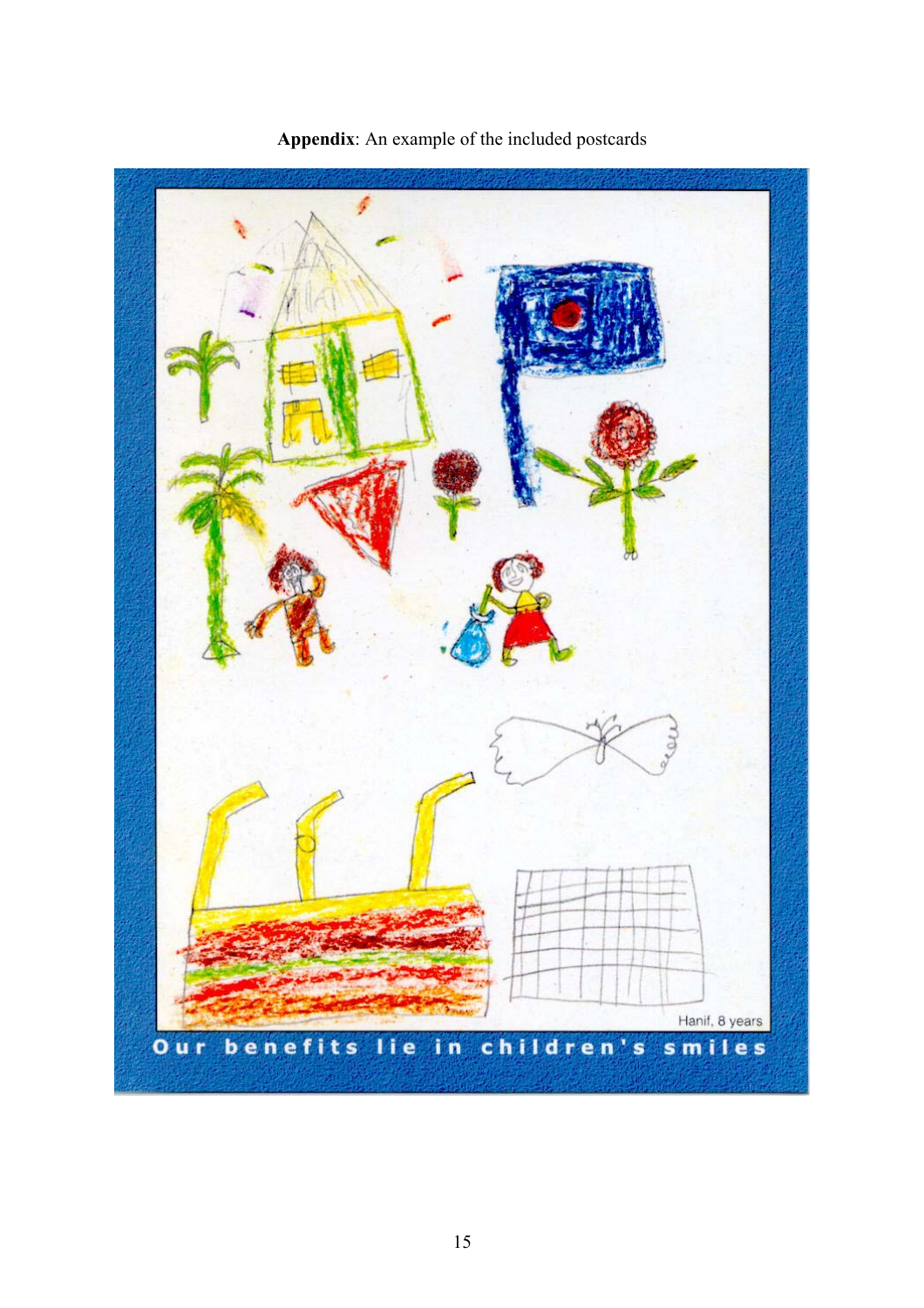**Appendix**: An example of the included postcards

Hanif, 8 years

Our benefits lie in children's smiles